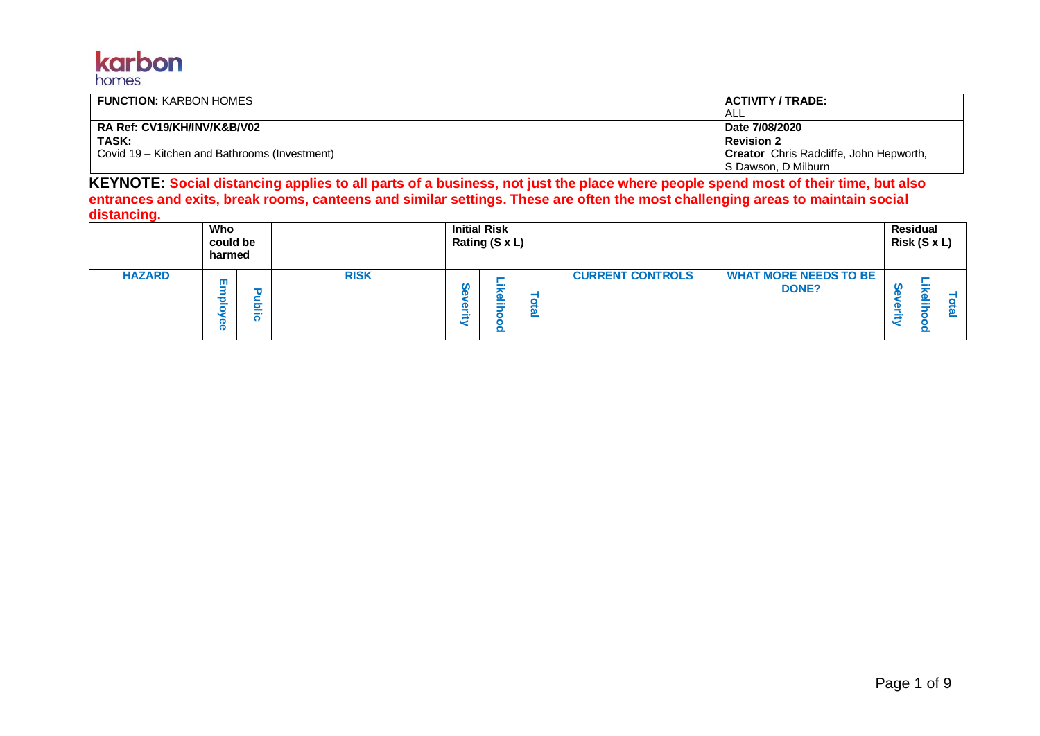karbon
homes

| FUNCTION: KARBON HOMES | ACTIVITY / TRADE: ALL |
|---|---|
| RA Ref: CV19/KH/INV/K&B/V02 | Date 7/08/2020 |
| TASK: Covid 19 – Kitchen and Bathrooms (Investment) | Revision 2 **Creator** Chris Radcliffe, John Hepworth, S Dawson, D Milburn |

**KEYNOTE: Social distancing applies to all parts of a business, not just the place where people spend most of their time, but also entrances and exits, break rooms, canteens and similar settings. These are often the most challenging areas to maintain social distancing.**

| | Who could be harmed | | | Initial Risk Rating (S x L) | | | | | Residual Risk (S x L) | | |
|---|---|---|---|---|---|---|---|---|---|---|---|
| **HAZARD** | **Employee** | **Public** | **RISK** | **Severity** | **Likelihood** | **Total** | **CURRENT CONTROLS** | **WHAT MORE NEEDS TO BE DONE?** | **Severity** | **Likelihood** | **Total** |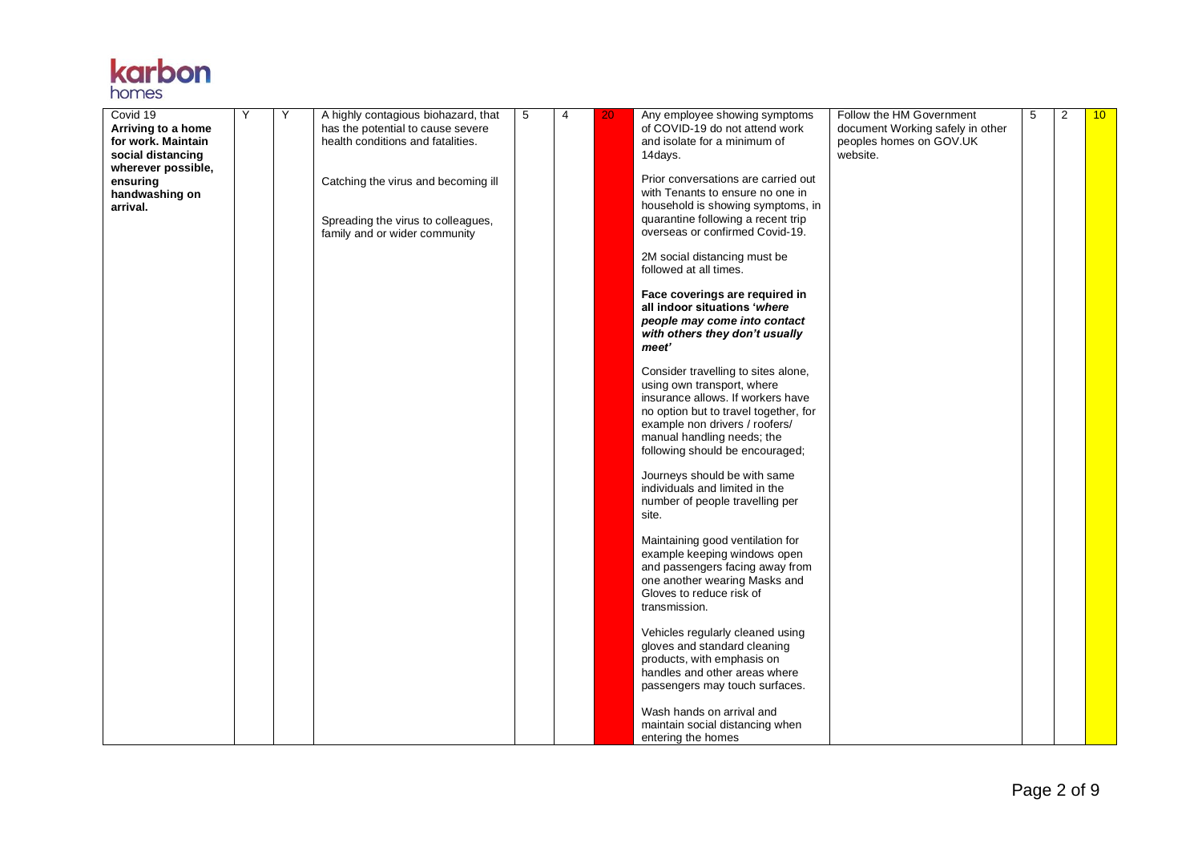| Covid 19 **Arriving to a home for work. Maintain social distancing wherever possible, ensuring handwashing on arrival.** | Y | Y | A highly contagious biohazard, that has the potential to cause severe health conditions and fatalities.<br><br>Catching the virus and becoming ill<br><br>Spreading the virus to colleagues, family and or wider community | 5 | 4 | 20 | Any employee showing symptoms of COVID-19 do not attend work and isolate for a minimum of 14days.<br><br>Prior conversations are carried out with Tenants to ensure no one in household is showing symptoms, in quarantine following a recent trip overseas or confirmed Covid-19.<br><br>2M social distancing must be followed at all times.<br><br>**Face coverings are required in all indoor situations '*where people may come into contact with others they don't usually meet'***<br><br>Consider travelling to sites alone, using own transport, where insurance allows. If workers have no option but to travel together, for example non drivers / roofers/ manual handling needs; the following should be encouraged;<br><br>Journeys should be with same individuals and limited in the number of people travelling per site.<br><br>Maintaining good ventilation for example keeping windows open and passengers facing away from one another wearing Masks and Gloves to reduce risk of transmission.<br><br>Vehicles regularly cleaned using gloves and standard cleaning products, with emphasis on handles and other areas where passengers may touch surfaces.<br><br>Wash hands on arrival and maintain social distancing when entering the homes | Follow the HM Government document Working safely in other peoples homes on GOV.UK website. | 5 | 2 | 10 |
|---|---|---|---|---|---|---|---|---|---|---|---|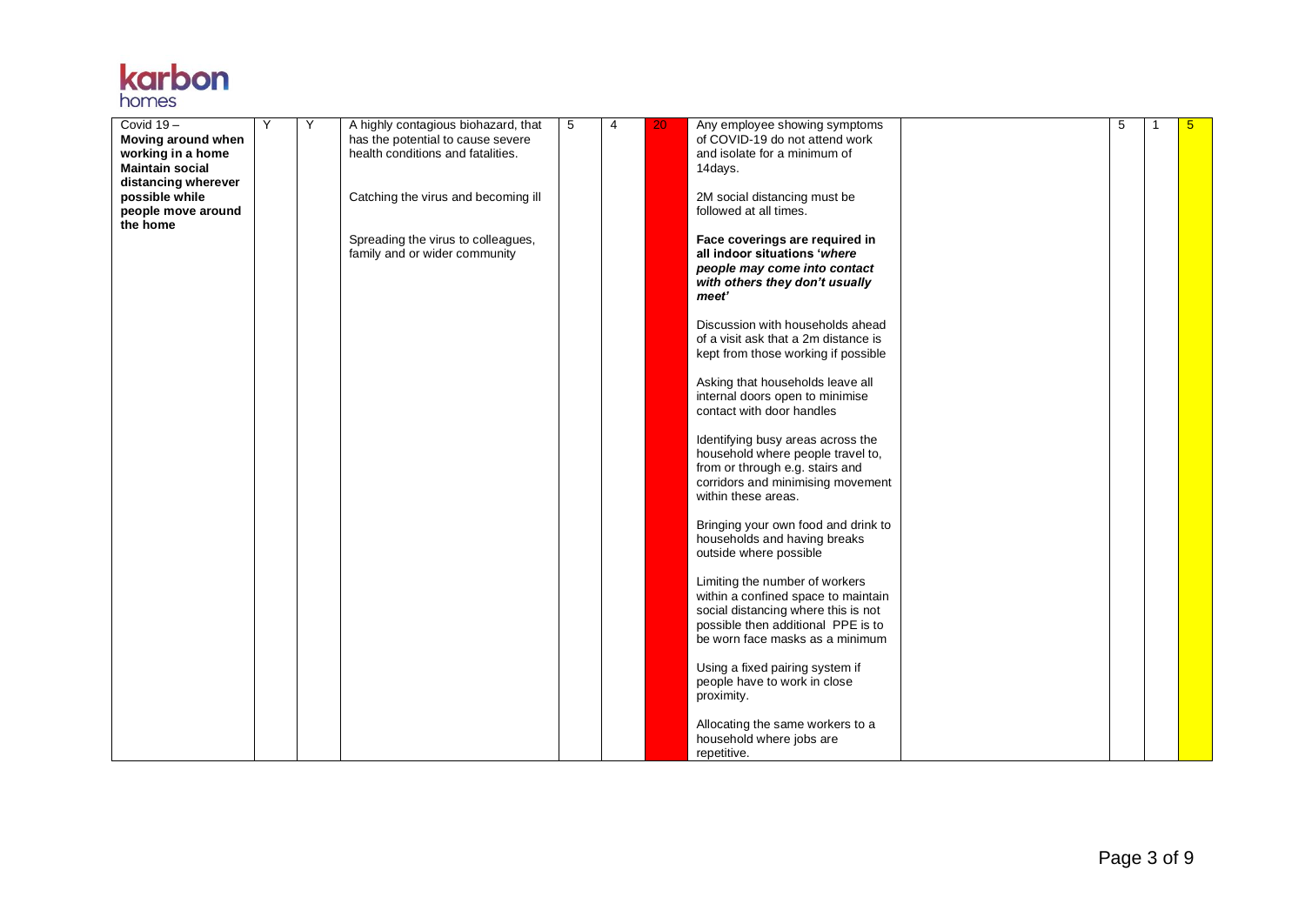| Covid 19 – **Moving around when working in a home Maintain social distancing wherever possible while people move around the home** | Y | Y | A highly contagious biohazard, that has the potential to cause severe health conditions and fatalities.<br><br>Catching the virus and becoming ill<br><br>Spreading the virus to colleagues, family and or wider community | 5 | 4 | 20 | Any employee showing symptoms of COVID-19 do not attend work and isolate for a minimum of 14days.<br><br>2M social distancing must be followed at all times.<br><br>**Face coverings are required in all indoor situations '*where people may come into contact with others they don't usually meet*'**<br><br>Discussion with households ahead of a visit ask that a 2m distance is kept from those working if possible<br><br>Asking that households leave all internal doors open to minimise contact with door handles<br><br>Identifying busy areas across the household where people travel to, from or through e.g. stairs and corridors and minimising movement within these areas.<br><br>Bringing your own food and drink to households and having breaks outside where possible<br><br>Limiting the number of workers within a confined space to maintain social distancing where this is not possible then additional PPE is to be worn face masks as a minimum<br><br>Using a fixed pairing system if people have to work in close proximity.<br><br>Allocating the same workers to a household where jobs are repetitive. | | 5 | 1 | 5 |
|---|---|---|---|---|---|---|---|---|---|---|---|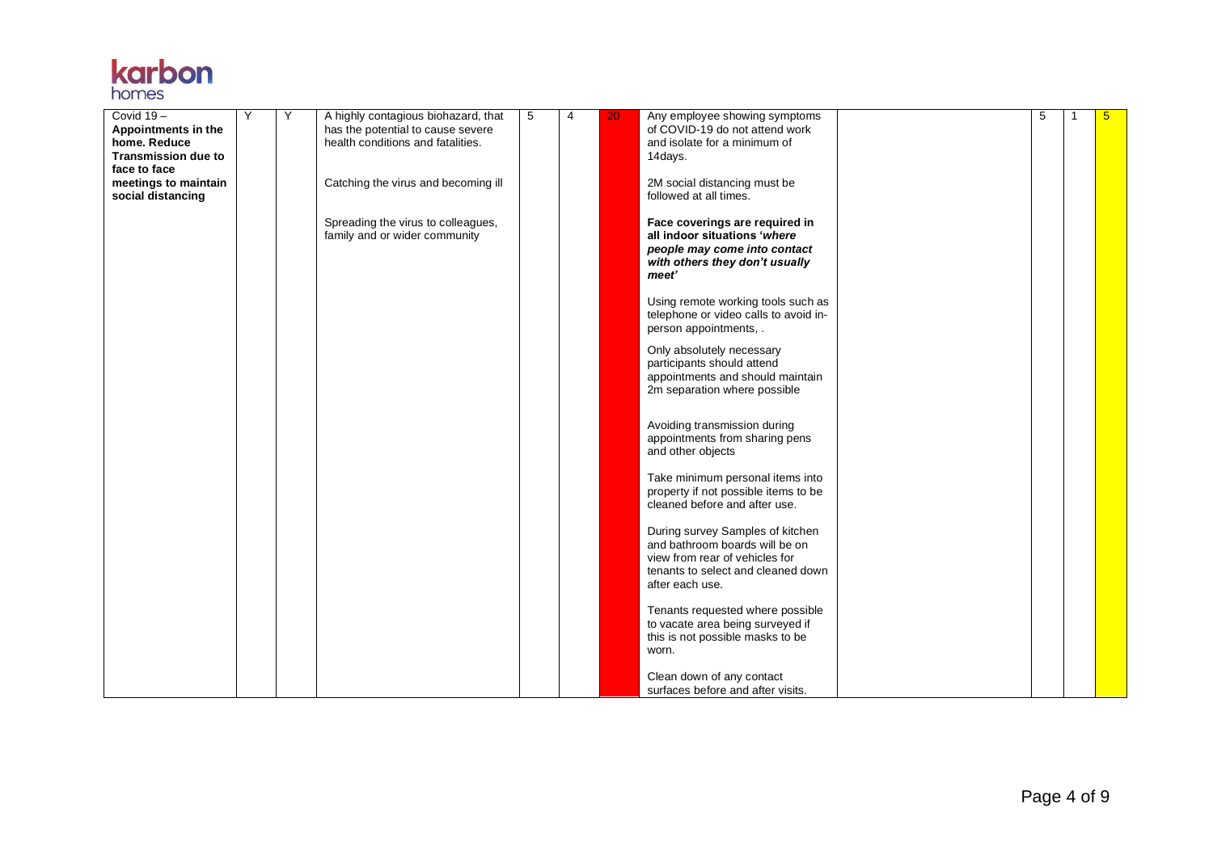karbon homes

| | | | | | | | | | | | |
|---|---|---|---|---|---|---|---|---|---|---|---|
| Covid 19 – **Appointments in the home. Reduce Transmission due to face to face meetings to maintain social distancing** | Y | Y | A highly contagious biohazard, that has the potential to cause severe health conditions and fatalities.<br><br>Catching the virus and becoming ill<br><br>Spreading the virus to colleagues, family and or wider community | 5 | 4 | 20 | Any employee showing symptoms of COVID-19 do not attend work and isolate for a minimum of 14days.<br><br>2M social distancing must be followed at all times.<br><br>**Face coverings are required in all indoor situations '*where people may come into contact with others they don't usually meet*'**<br><br>Using remote working tools such as telephone or video calls to avoid in-person appointments, .<br><br>Only absolutely necessary participants should attend appointments and should maintain 2m separation where possible<br><br>Avoiding transmission during appointments from sharing pens and other objects<br><br>Take minimum personal items into property if not possible items to be cleaned before and after use.<br><br>During survey Samples of kitchen and bathroom boards will be on view from rear of vehicles for tenants to select and cleaned down after each use.<br><br>Tenants requested where possible to vacate area being surveyed if this is not possible masks to be worn.<br><br>Clean down of any contact surfaces before and after visits. | | 5 | 1 | 5 |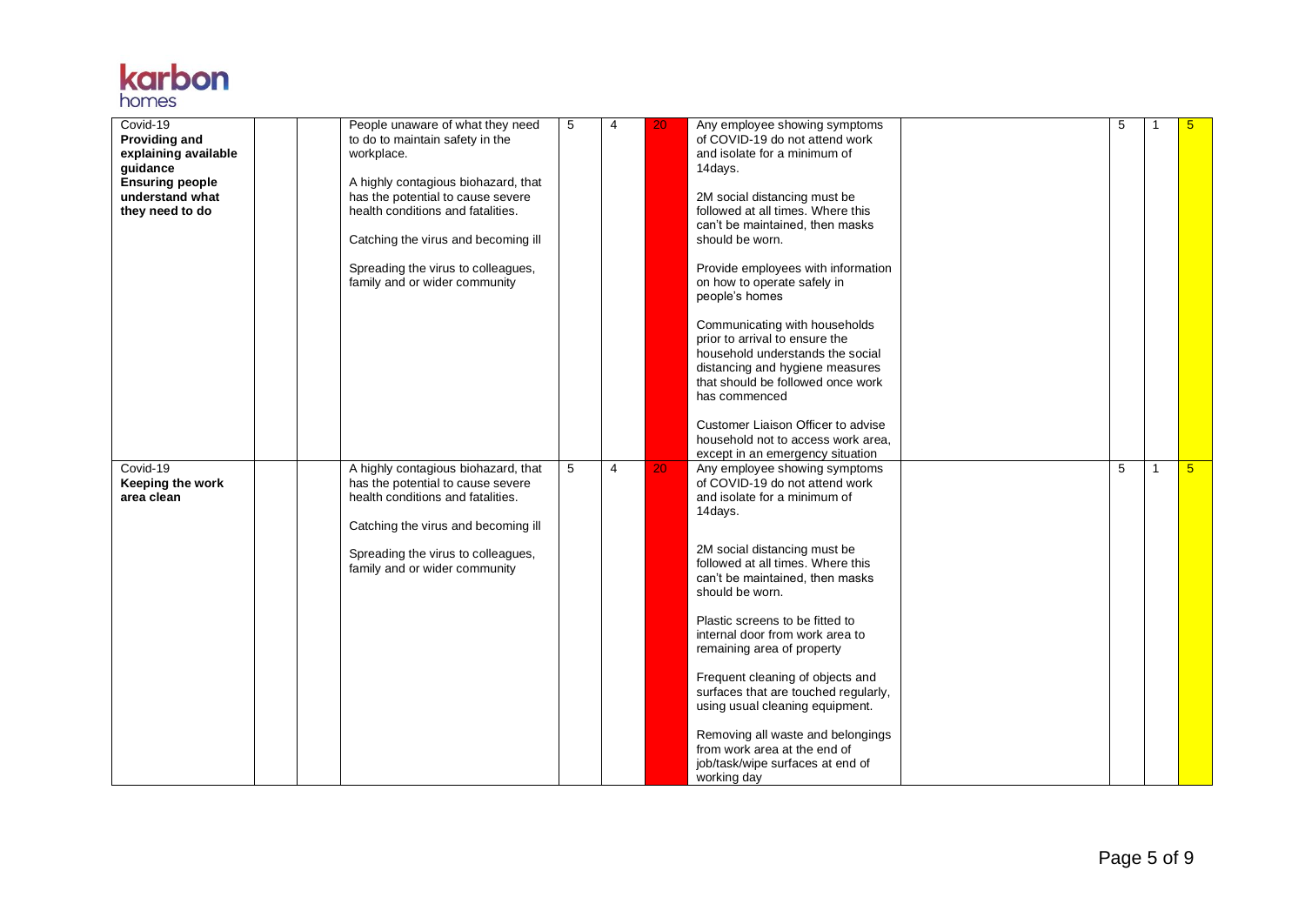| | | | | | | | | | | | | |
|---|---|---|---|---|---|---|---|---|---|---|---|---|
| Covid-19 **Providing and explaining available guidance Ensuring people understand what they need to do** | | | People unaware of what they need to do to maintain safety in the workplace.<br><br>A highly contagious biohazard, that has the potential to cause severe health conditions and fatalities.<br><br>Catching the virus and becoming ill<br><br>Spreading the virus to colleagues, family and or wider community | 5 | 4 | 20 | Any employee showing symptoms of COVID-19 do not attend work and isolate for a minimum of 14days.<br><br>2M social distancing must be followed at all times. Where this can't be maintained, then masks should be worn.<br><br>Provide employees with information on how to operate safely in people's homes<br><br>Communicating with households prior to arrival to ensure the household understands the social distancing and hygiene measures that should be followed once work has commenced<br><br>Customer Liaison Officer to advise household not to access work area, except in an emergency situation | | 5 | 1 | 5 |
| Covid-19 **Keeping the work area clean** | | | A highly contagious biohazard, that has the potential to cause severe health conditions and fatalities.<br><br>Catching the virus and becoming ill<br><br>Spreading the virus to colleagues, family and or wider community | 5 | 4 | 20 | Any employee showing symptoms of COVID-19 do not attend work and isolate for a minimum of 14days.<br><br>2M social distancing must be followed at all times. Where this can't be maintained, then masks should be worn.<br><br>Plastic screens to be fitted to internal door from work area to remaining area of property<br><br>Frequent cleaning of objects and surfaces that are touched regularly, using usual cleaning equipment.<br><br>Removing all waste and belongings from work area at the end of job/task/wipe surfaces at end of working day | | 5 | 1 | 5 |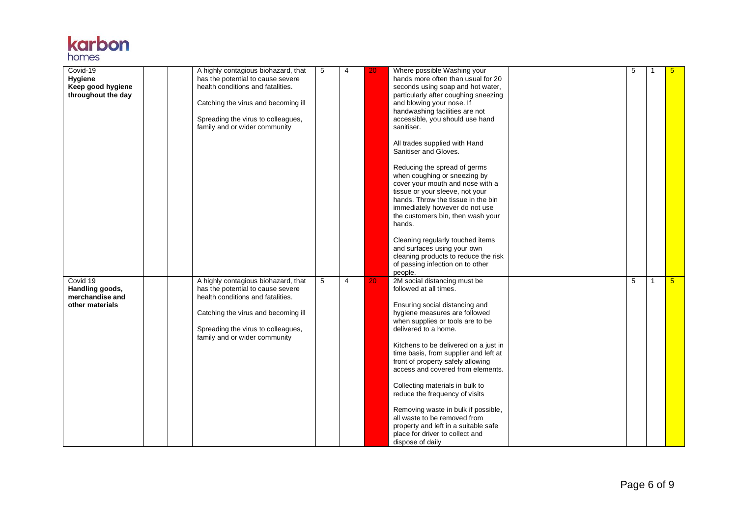| | | | | | | | | | | | |
|---|---|---|---|---|---|---|---|---|---|---|---|
| Covid-19<br>**Hygiene**<br>**Keep good hygiene throughout the day** | | | A highly contagious biohazard, that has the potential to cause severe health conditions and fatalities.<br><br>Catching the virus and becoming ill<br><br>Spreading the virus to colleagues, family and or wider community | 5 | 4 | 20 | Where possible Washing your hands more often than usual for 20 seconds using soap and hot water, particularly after coughing sneezing and blowing your nose. If handwashing facilities are not accessible, you should use hand sanitiser.<br><br>All trades supplied with Hand Sanitiser and Gloves.<br><br>Reducing the spread of germs when coughing or sneezing by cover your mouth and nose with a tissue or your sleeve, not your hands. Throw the tissue in the bin immediately however do not use the customers bin, then wash your hands.<br><br>Cleaning regularly touched items and surfaces using your own cleaning products to reduce the risk of passing infection on to other people. | | 5 | 1 | 5 |
| Covid 19<br>**Handling goods, merchandise and other materials** | | | A highly contagious biohazard, that has the potential to cause severe health conditions and fatalities.<br><br>Catching the virus and becoming ill<br><br>Spreading the virus to colleagues, family and or wider community | 5 | 4 | 20 | 2M social distancing must be followed at all times.<br><br>Ensuring social distancing and hygiene measures are followed when supplies or tools are to be delivered to a home.<br><br>Kitchens to be delivered on a just in time basis, from supplier and left at front of property safely allowing access and covered from elements.<br><br>Collecting materials in bulk to reduce the frequency of visits<br><br>Removing waste in bulk if possible, all waste to be removed from property and left in a suitable safe place for driver to collect and dispose of daily | | 5 | 1 | 5 |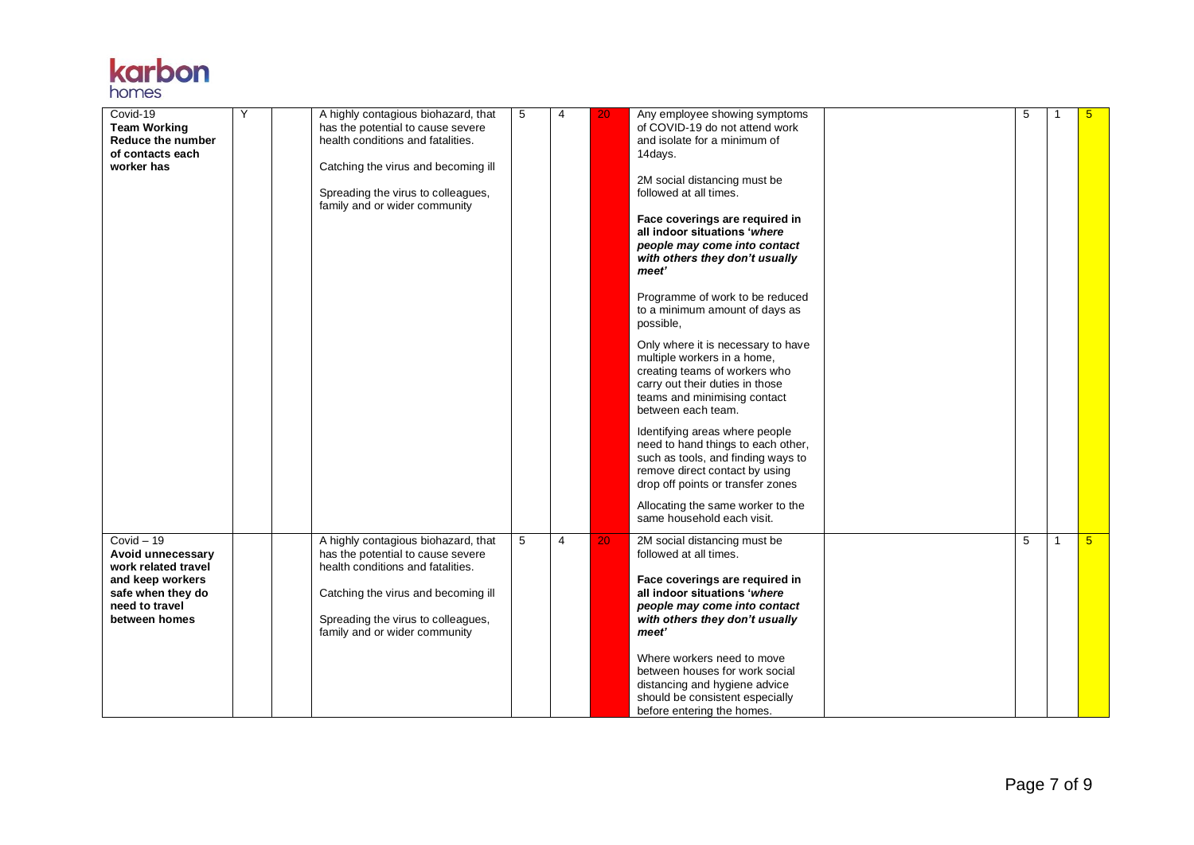| | | | | | | | | | | | |
|---|---|---|---|---|---|---|---|---|---|---|---|
| Covid-19 **Team Working Reduce the number of contacts each worker has** | Y | | A highly contagious biohazard, that has the potential to cause severe health conditions and fatalities.<br><br>Catching the virus and becoming ill<br><br>Spreading the virus to colleagues, family and or wider community | 5 | 4 | 20 | Any employee showing symptoms of COVID-19 do not attend work and isolate for a minimum of 14days.<br><br>2M social distancing must be followed at all times.<br><br>**Face coverings are required in all indoor situations '*where people may come into contact with others they don't usually meet*'**<br><br>Programme of work to be reduced to a minimum amount of days as possible,<br><br>Only where it is necessary to have multiple workers in a home, creating teams of workers who carry out their duties in those teams and minimising contact between each team.<br><br>Identifying areas where people need to hand things to each other, such as tools, and finding ways to remove direct contact by using drop off points or transfer zones<br><br>Allocating the same worker to the same household each visit. | | 5 | 1 | 5 |
| Covid – 19 **Avoid unnecessary work related travel and keep workers safe when they do need to travel between homes** | | | A highly contagious biohazard, that has the potential to cause severe health conditions and fatalities.<br><br>Catching the virus and becoming ill<br><br>Spreading the virus to colleagues, family and or wider community | 5 | 4 | 20 | 2M social distancing must be followed at all times.<br><br>**Face coverings are required in all indoor situations '*where people may come into contact with others they don't usually meet*'**<br><br>Where workers need to move between houses for work social distancing and hygiene advice should be consistent especially before entering the homes. | | 5 | 1 | 5 |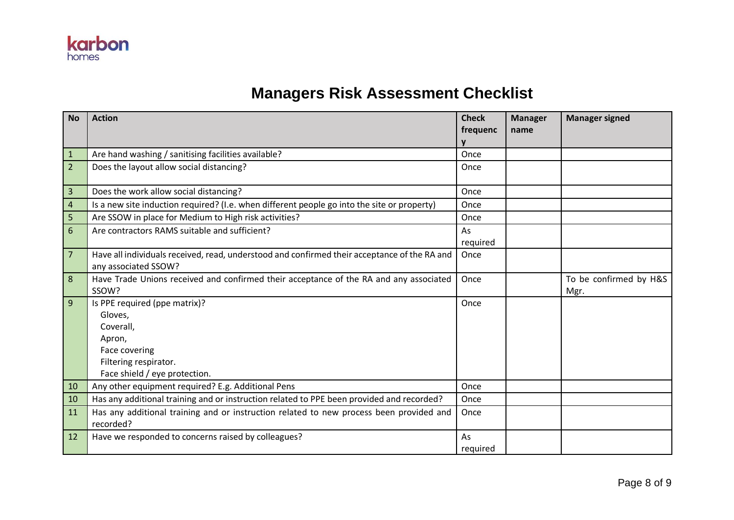# Managers Risk Assessment Checklist

| No | Action | Check frequency | Manager name | Manager signed |
|---|---|---|---|---|
| 1 | Are hand washing / sanitising facilities available? | Once | | |
| 2 | Does the layout allow social distancing? | Once | | |
| 3 | Does the work allow social distancing? | Once | | |
| 4 | Is a new site induction required? (I.e. when different people go into the site or property) | Once | | |
| 5 | Are SSOW in place for Medium to High risk activities? | Once | | |
| 6 | Are contractors RAMS suitable and sufficient? | As required | | |
| 7 | Have all individuals received, read, understood and confirmed their acceptance of the RA and any associated SSOW? | Once | | |
| 8 | Have Trade Unions received and confirmed their acceptance of the RA and any associated SSOW? | Once | | To be confirmed by H&S Mgr. |
| 9 | Is PPE required (ppe matrix)?<br>Gloves,<br>Coverall,<br>Apron,<br>Face covering<br>Filtering respirator.<br>Face shield / eye protection. | Once | | |
| 10 | Any other equipment required? E.g. Additional Pens | Once | | |
| 10 | Has any additional training and or instruction related to PPE been provided and recorded? | Once | | |
| 11 | Has any additional training and or instruction related to new process been provided and recorded? | Once | | |
| 12 | Have we responded to concerns raised by colleagues? | As required | | |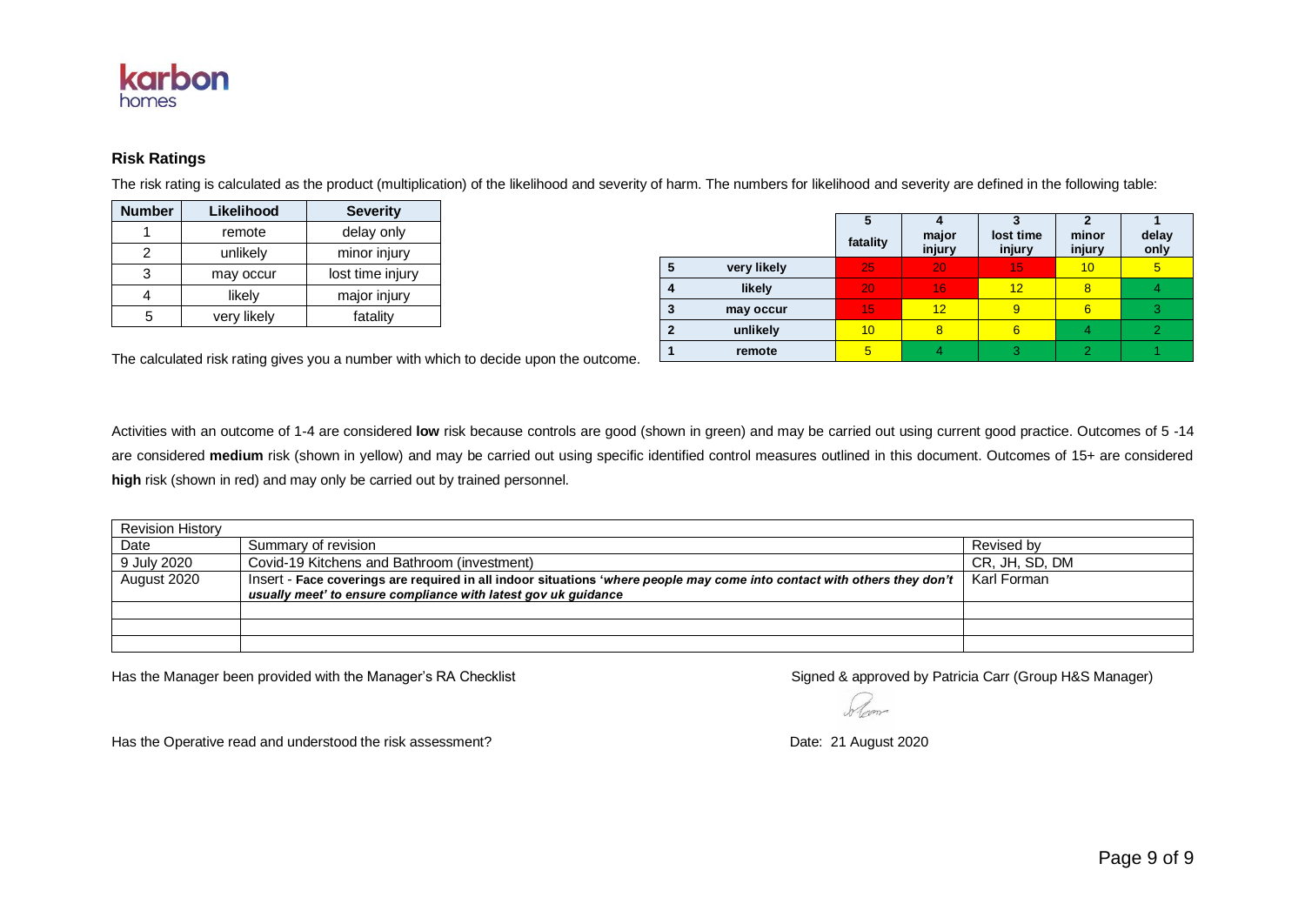## Risk Ratings

The risk rating is calculated as the product (multiplication) of the likelihood and severity of harm. The numbers for likelihood and severity are defined in the following table:

| Number | Likelihood | Severity |
|---|---|---|
| 1 | remote | delay only |
| 2 | unlikely | minor injury |
| 3 | may occur | lost time injury |
| 4 | likely | major injury |
| 5 | very likely | fatality |

| | | 5 fatality | 4 major injury | 3 lost time injury | 2 minor injury | 1 delay only |
|---|---|---|---|---|---|---|
| 5 | very likely | 25 | 20 | 15 | 10 | 5 |
| 4 | likely | 20 | 16 | 12 | 8 | 4 |
| 3 | may occur | 15 | 12 | 9 | 6 | 3 |
| 2 | unlikely | 10 | 8 | 6 | 4 | 2 |
| 1 | remote | 5 | 4 | 3 | 2 | 1 |

The calculated risk rating gives you a number with which to decide upon the outcome.

Activities with an outcome of 1-4 are considered **low** risk because controls are good (shown in green) and may be carried out using current good practice. Outcomes of 5 -14 are considered **medium** risk (shown in yellow) and may be carried out using specific identified control measures outlined in this document. Outcomes of 15+ are considered **high** risk (shown in red) and may only be carried out by trained personnel.

| Revision History | | |
|---|---|---|
| Date | Summary of revision | Revised by |
| 9 July 2020 | Covid-19 Kitchens and Bathroom (investment) | CR, JH, SD, DM |
| August 2020 | Insert - **Face coverings are required in all indoor situations '*where people may come into contact with others they don't usually meet' to ensure compliance with latest gov uk guidance*** | Karl Forman |
| | | |
| | | |
| | | |

Has the Manager been provided with the Manager's RA Checklist

Signed & approved by Patricia Carr (Group H&S Manager)

Has the Operative read and understood the risk assessment?

Date: 21 August 2020